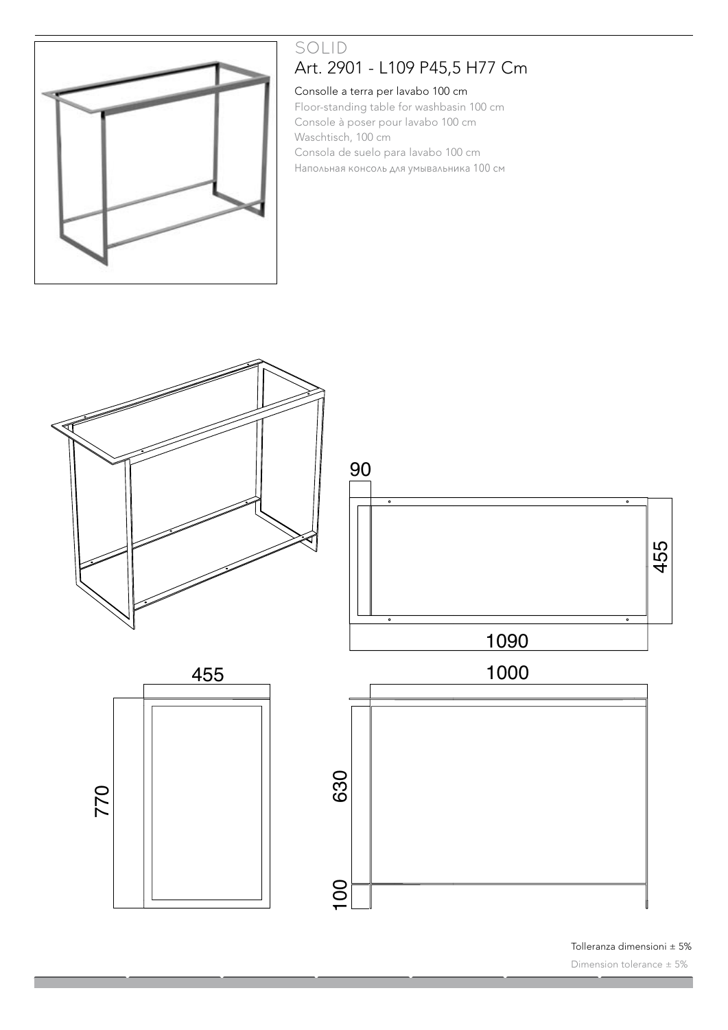# SOLID

## Art. 2901 - L109 P45,5 H77 Cm

Consolle a terra per lavabo 100 cm

Floor-standing table for washbasin 100 cm

Console à poser pour lavabo 100 cm

Waschtisch, 100 cm

Consola de suelo para lavabo 100 cm

Напольная консоль для умывальника 100 см

90

455

1090

455

1000

770

630

100

Tolleranza dimensioni ± 5%

Dimension tolerance ± 5%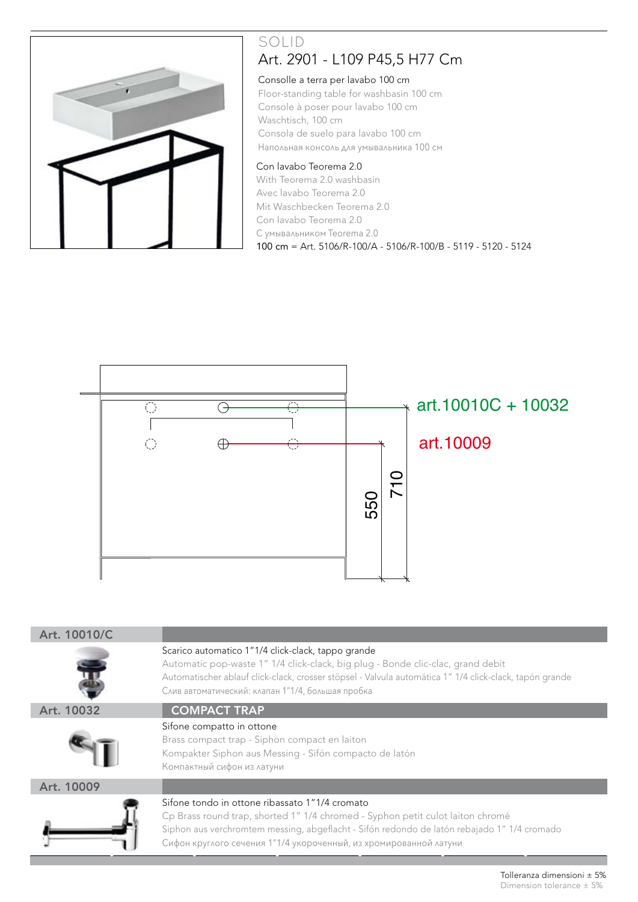# SOLID

## Art. 2901 - L109 P45,5 H77 Cm

Consolle a terra per lavabo 100 cm
Floor-standing table for washbasin 100 cm
Console à poser pour lavabo 100 cm
Waschtisch, 100 cm
Consola de suelo para lavabo 100 cm
Напольная консоль для умывальника 100 см

Con lavabo Teorema 2.0
With Teorema 2.0 washbasin
Avec lavabo Teorema 2.0
Mit Waschbecken Teorema 2.0
Con lavabo Teorema 2.0
С умывальником Teorema 2.0
100 cm = Art. 5106/R-100/A - 5106/R-100/B - 5119 - 5120 - 5124

art.10010C + 10032

art.10009

550

710

| Art. 10010/C | |
|---|---|
| | Scarico automatico 1"1/4 click-clack, tappo grande<br>Automatic pop-waste 1" 1/4 click-clack, big plug - Bonde clic-clac, grand debit<br>Automatischer ablauf click-clack, crosser stöpsel - Valvula automática 1" 1/4 click-clack, tapón grande<br>Слив автоматический: клапан 1"1/4, большая пробка |
| **Art. 10032** | **COMPACT TRAP** |
| | Sifone compatto in ottone<br>Brass compact trap - Siphon compact en laiton<br>Kompakter Siphon aus Messing - Sifón compacto de latón<br>Компактный сифон из латуни |
| **Art. 10009** | |
| | Sifone tondo in ottone ribassato 1"1/4 cromato<br>Cp Brass round trap, shorted 1" 1/4 chromed - Syphon petit culot laiton chromé<br>Siphon aus verchromtem messing, abgeflacht - Sifón redondo de latón rebajado 1" 1/4 cromado<br>Сифон круглого сечения 1"1/4 укороченный, из хромированной латуни |

Tolleranza dimensioni ± 5%
Dimension tolerance ± 5%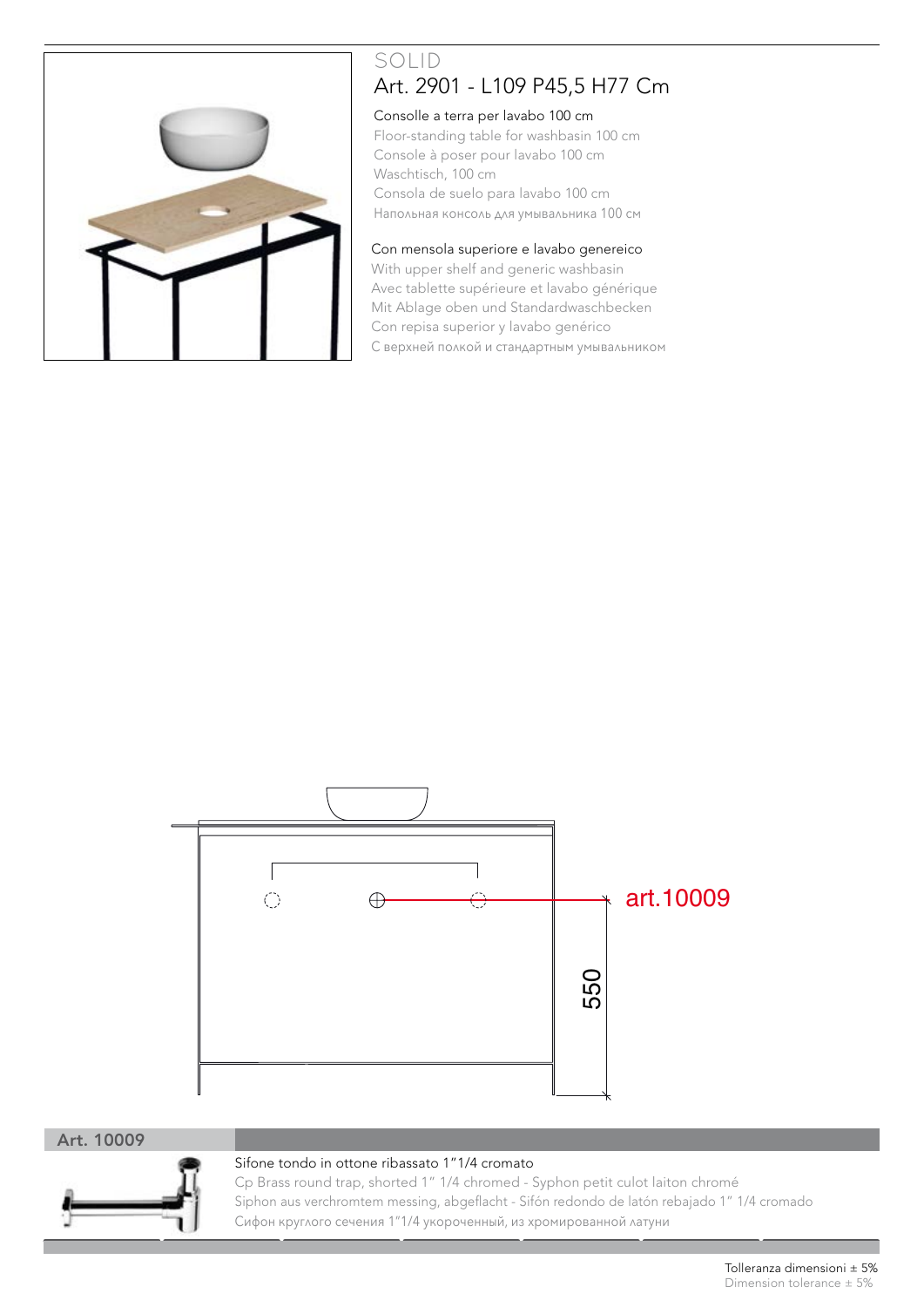# SOLID

## Art. 2901 - L109 P45,5 H77 Cm

Consolle a terra per lavabo 100 cm
Floor-standing table for washbasin 100 cm
Console à poser pour lavabo 100 cm
Waschtisch, 100 cm
Consola de suelo para lavabo 100 cm
Напольная консоль для умывальника 100 см

Con mensola superiore e lavabo genereico
With upper shelf and generic washbasin
Avec tablette supérieure et lavabo générique
Mit Ablage oben und Standardwaschbecken
Con repisa superior y lavabo genérico
С верхней полкой и стандартным умывальником

art.10009

550

**Art. 10009**

Sifone tondo in ottone ribassato 1"1/4 cromato
Cp Brass round trap, shorted 1" 1/4 chromed - Syphon petit culot laiton chromé
Siphon aus verchromtem messing, abgeflacht - Sifón redondo de latón rebajado 1" 1/4 cromado
Сифон круглого сечения 1"1/4 укороченный, из хромированной латуни

Tolleranza dimensioni ± 5%
Dimension tolerance ± 5%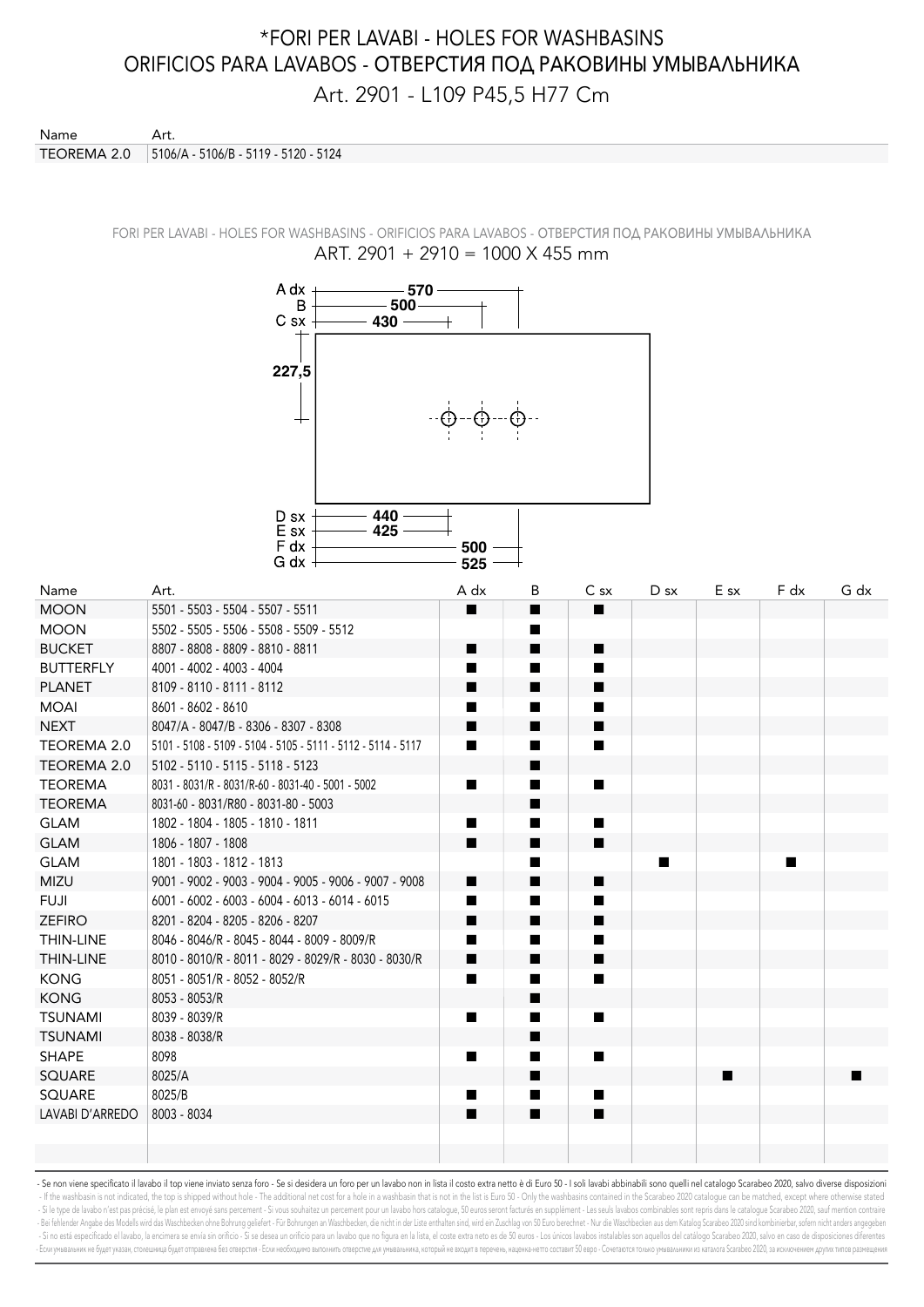# *FORI PER LAVABI - HOLES FOR WASHBASINS ORIFICIOS PARA LAVABOS - ОТВЕРСТИЯ ПОД РАКОВИНЫ УМЫВАЛЬНИКА

Art. 2901 - L109 P45,5 H77 Cm

| Name | Art. |
|---|---|
| TEOREMA 2.0 | 5106/A - 5106/B - 5119 - 5120 - 5124 |

FORI PER LAVABI - HOLES FOR WASHBASINS - ORIFICIOS PARA LAVABOS - ОТВЕРСТИЯ ПОД РАКОВИНЫ УМЫВАЛЬНИКА

ART. 2901 + 2910 = 1000 X 455 mm

A dx 570
B 500
C sx 430
227,5
D sx 440
E sx 425
F dx 500
G dx 525

| Name | Art. | A dx | B | C sx | D sx | E sx | F dx | G dx |
|---|---|---|---|---|---|---|---|---|
| MOON | 5501 - 5503 - 5504 - 5507 - 5511 | ■ | ■ | ■ | | | | |
| MOON | 5502 - 5505 - 5506 - 5508 - 5509 - 5512 | | ■ | | | | | |
| BUCKET | 8807 - 8808 - 8809 - 8810 - 8811 | ■ | ■ | ■ | | | | |
| BUTTERFLY | 4001 - 4002 - 4003 - 4004 | ■ | ■ | ■ | | | | |
| PLANET | 8109 - 8110 - 8111 - 8112 | ■ | ■ | ■ | | | | |
| MOAI | 8601 - 8602 - 8610 | ■ | ■ | ■ | | | | |
| NEXT | 8047/A - 8047/B - 8306 - 8307 - 8308 | ■ | ■ | ■ | | | | |
| TEOREMA 2.0 | 5101 - 5108 - 5109 - 5104 - 5105 - 5111 - 5112 - 5114 - 5117 | ■ | ■ | ■ | | | | |
| TEOREMA 2.0 | 5102 - 5110 - 5115 - 5118 - 5123 | | ■ | | | | | |
| TEOREMA | 8031 - 8031/R-60 - 8031-40 - 5001 - 5002 | ■ | ■ | ■ | | | | |
| TEOREMA | 8031-60 - 8031/R80 - 8031-80 - 5003 | | ■ | | | | | |
| GLAM | 1802 - 1804 - 1805 - 1810 - 1811 | ■ | ■ | ■ | | | | |
| GLAM | 1806 - 1807 - 1808 | ■ | ■ | ■ | | | | |
| GLAM | 1801 - 1803 - 1812 - 1813 | | ■ | | ■ | | ■ | |
| MIZU | 9001 - 9002 - 9003 - 9004 - 9005 - 9006 - 9007 - 9008 | ■ | ■ | ■ | | | | |
| FUJI | 6001 - 6002 - 6003 - 6004 - 6013 - 6014 - 6015 | ■ | ■ | ■ | | | | |
| ZEFIRO | 8201 - 8204 - 8205 - 8206 - 8207 | ■ | ■ | ■ | | | | |
| THIN-LINE | 8046 - 8046/R - 8045 - 8044 - 8009 - 8009/R | ■ | ■ | ■ | | | | |
| THIN-LINE | 8010 - 8010/R - 8011 - 8029 - 8029/R - 8030 - 8030/R | ■ | ■ | ■ | | | | |
| KONG | 8051 - 8051/R - 8052 - 8052/R | ■ | ■ | ■ | | | | |
| KONG | 8053 - 8053/R | | ■ | | | | | |
| TSUNAMI | 8039 - 8039/R | ■ | ■ | ■ | | | | |
| TSUNAMI | 8038 - 8038/R | | ■ | | | | | |
| SHAPE | 8098 | ■ | ■ | ■ | | | | |
| SQUARE | 8025/A | | ■ | | | ■ | | ■ |
| SQUARE | 8025/B | ■ | ■ | ■ | | | | |
| LAVABI D'ARREDO | 8003 - 8034 | ■ | ■ | ■ | | | | |

- Se non viene specificato il lavabo il top viene inviato senza foro - Se si desidera un foro per un lavabo non in lista il costo extra netto è di Euro 50 - I soli lavabi abbinabili sono quelli nel catalogo Scarabeo 2020, salvo diverse disposizioni
- If the washbasin is not indicated, the top is shipped without hole - The additional net cost for a hole in a washbasin that is not in the list is Euro 50 - Only the washbasins contained in the Scarabeo 2020 catalogue can be matched, except where otherwise stated
- Si le type de lavabo n'est pas précisé, le plan est envoyé sans percement - Si vous souhaitez un percement pour un lavabo hors catalogue, 50 euros seront facturés en supplément - Les seuls lavabos combinables sont repris dans le catalogue Scarabeo 2020, sauf mention contraire
- Bei fehlender Angabe des Modells wird das Waschbecken ohne Bohrung geliefert - Für Bohrungen an Waschbecken, die nicht in der Liste enthalten sind, wird ein Zuschlag von 50 Euro berechnet - Nur die Waschbecken aus dem Katalog Scarabeo 2020 sind kombinierbar, sofern nicht anders angegeben
- Si no está especificado el lavabo, la encimera se envía sin orificio - Si se desea un orificio para un lavabo que no figura en la lista, el coste extra neto es de 50 euros - Los únicos lavabos instalables son aquellos del catálogo Scarabeo 2020, salvo en caso de disposiciones diferentes
- Если умывальник не будет указан, столешница будет отправлена без отверстия - Если необходимо выполнить отверстие для умывальника, который не входит в перечень, наценка-нетто составит 50 евро - Сочетаются только умывальники из каталога Scarabeo 2020, за исключением других типов размещения